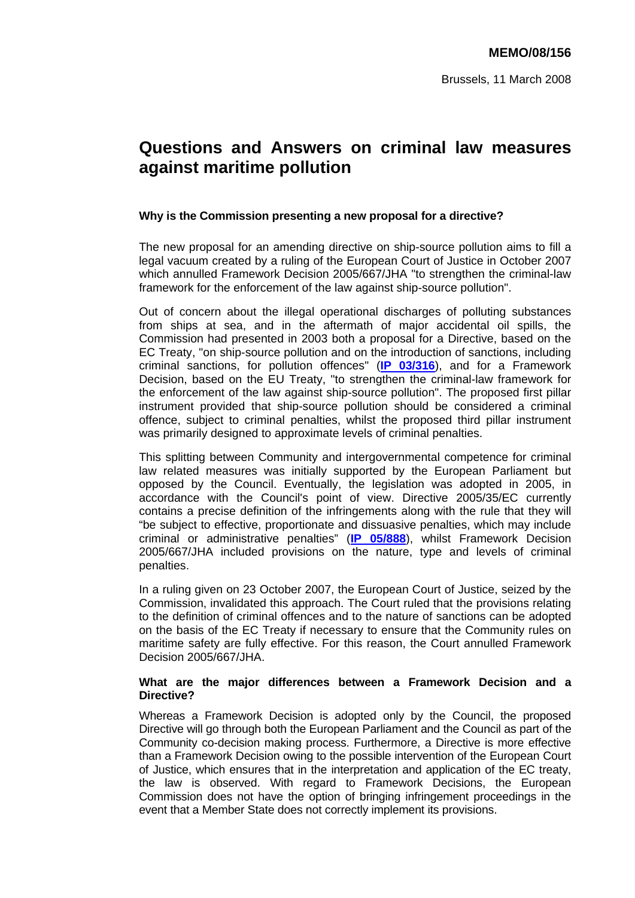**MEMO/08/156**

Brussels, 11 March 2008

# Questions and Answers on criminal law measures against maritime pollution

**Why is the Commission presenting a new proposal for a directive?**

The new proposal for an amending directive on ship-source pollution aims to fill a legal vacuum created by a ruling of the European Court of Justice in October 2007 which annulled Framework Decision 2005/667/JHA "to strengthen the criminal-law framework for the enforcement of the law against ship-source pollution".

Out of concern about the illegal operational discharges of polluting substances from ships at sea, and in the aftermath of major accidental oil spills, the Commission had presented in 2003 both a proposal for a Directive, based on the EC Treaty, "on ship-source pollution and on the introduction of sanctions, including criminal sanctions, for pollution offences" (**IP 03/316**), and for a Framework Decision, based on the EU Treaty, "to strengthen the criminal-law framework for the enforcement of the law against ship-source pollution". The proposed first pillar instrument provided that ship-source pollution should be considered a criminal offence, subject to criminal penalties, whilst the proposed third pillar instrument was primarily designed to approximate levels of criminal penalties.

This splitting between Community and intergovernmental competence for criminal law related measures was initially supported by the European Parliament but opposed by the Council. Eventually, the legislation was adopted in 2005, in accordance with the Council's point of view. Directive 2005/35/EC currently contains a precise definition of the infringements along with the rule that they will "be subject to effective, proportionate and dissuasive penalties, which may include criminal or administrative penalties" (**IP 05/888**), whilst Framework Decision 2005/667/JHA included provisions on the nature, type and levels of criminal penalties.

In a ruling given on 23 October 2007, the European Court of Justice, seized by the Commission, invalidated this approach. The Court ruled that the provisions relating to the definition of criminal offences and to the nature of sanctions can be adopted on the basis of the EC Treaty if necessary to ensure that the Community rules on maritime safety are fully effective. For this reason, the Court annulled Framework Decision 2005/667/JHA.

**What are the major differences between a Framework Decision and a Directive?**

Whereas a Framework Decision is adopted only by the Council, the proposed Directive will go through both the European Parliament and the Council as part of the Community co-decision making process. Furthermore, a Directive is more effective than a Framework Decision owing to the possible intervention of the European Court of Justice, which ensures that in the interpretation and application of the EC treaty, the law is observed. With regard to Framework Decisions, the European Commission does not have the option of bringing infringement proceedings in the event that a Member State does not correctly implement its provisions.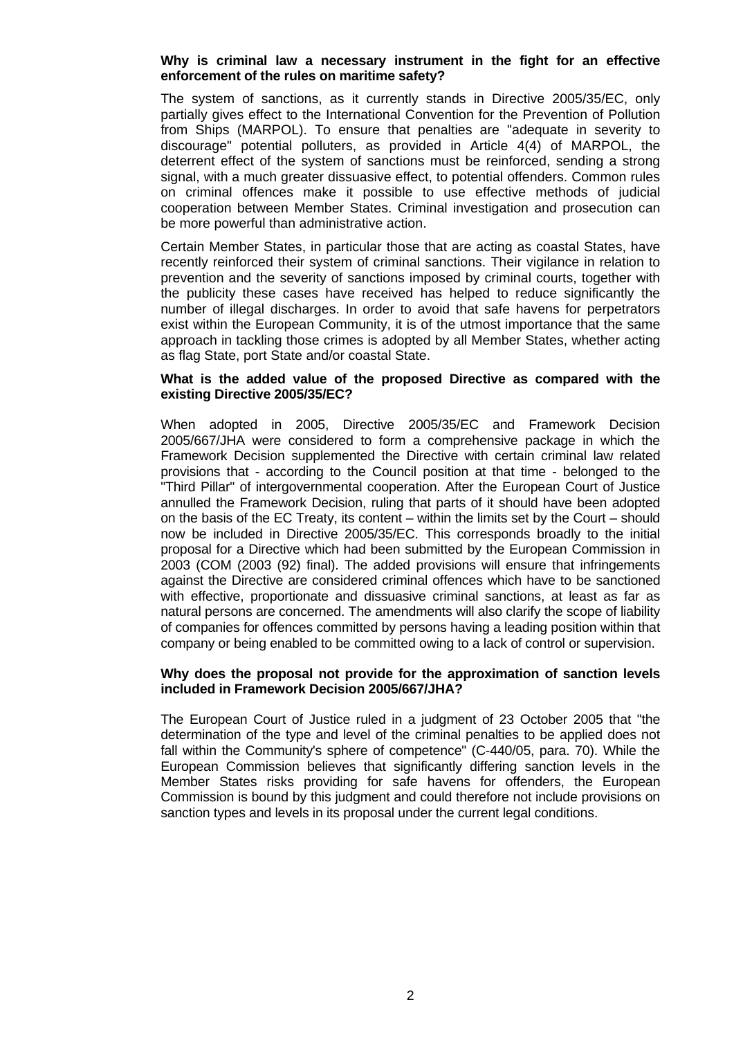**Why is criminal law a necessary instrument in the fight for an effective enforcement of the rules on maritime safety?**

The system of sanctions, as it currently stands in Directive 2005/35/EC, only partially gives effect to the International Convention for the Prevention of Pollution from Ships (MARPOL). To ensure that penalties are "adequate in severity to discourage" potential polluters, as provided in Article 4(4) of MARPOL, the deterrent effect of the system of sanctions must be reinforced, sending a strong signal, with a much greater dissuasive effect, to potential offenders. Common rules on criminal offences make it possible to use effective methods of judicial cooperation between Member States. Criminal investigation and prosecution can be more powerful than administrative action.

Certain Member States, in particular those that are acting as coastal States, have recently reinforced their system of criminal sanctions. Their vigilance in relation to prevention and the severity of sanctions imposed by criminal courts, together with the publicity these cases have received has helped to reduce significantly the number of illegal discharges. In order to avoid that safe havens for perpetrators exist within the European Community, it is of the utmost importance that the same approach in tackling those crimes is adopted by all Member States, whether acting as flag State, port State and/or coastal State.

**What is the added value of the proposed Directive as compared with the existing Directive 2005/35/EC?**

When adopted in 2005, Directive 2005/35/EC and Framework Decision 2005/667/JHA were considered to form a comprehensive package in which the Framework Decision supplemented the Directive with certain criminal law related provisions that - according to the Council position at that time - belonged to the "Third Pillar" of intergovernmental cooperation. After the European Court of Justice annulled the Framework Decision, ruling that parts of it should have been adopted on the basis of the EC Treaty, its content – within the limits set by the Court – should now be included in Directive 2005/35/EC. This corresponds broadly to the initial proposal for a Directive which had been submitted by the European Commission in 2003 (COM (2003 (92) final). The added provisions will ensure that infringements against the Directive are considered criminal offences which have to be sanctioned with effective, proportionate and dissuasive criminal sanctions, at least as far as natural persons are concerned. The amendments will also clarify the scope of liability of companies for offences committed by persons having a leading position within that company or being enabled to be committed owing to a lack of control or supervision.

**Why does the proposal not provide for the approximation of sanction levels included in Framework Decision 2005/667/JHA?**

The European Court of Justice ruled in a judgment of 23 October 2005 that "the determination of the type and level of the criminal penalties to be applied does not fall within the Community's sphere of competence" (C-440/05, para. 70). While the European Commission believes that significantly differing sanction levels in the Member States risks providing for safe havens for offenders, the European Commission is bound by this judgment and could therefore not include provisions on sanction types and levels in its proposal under the current legal conditions.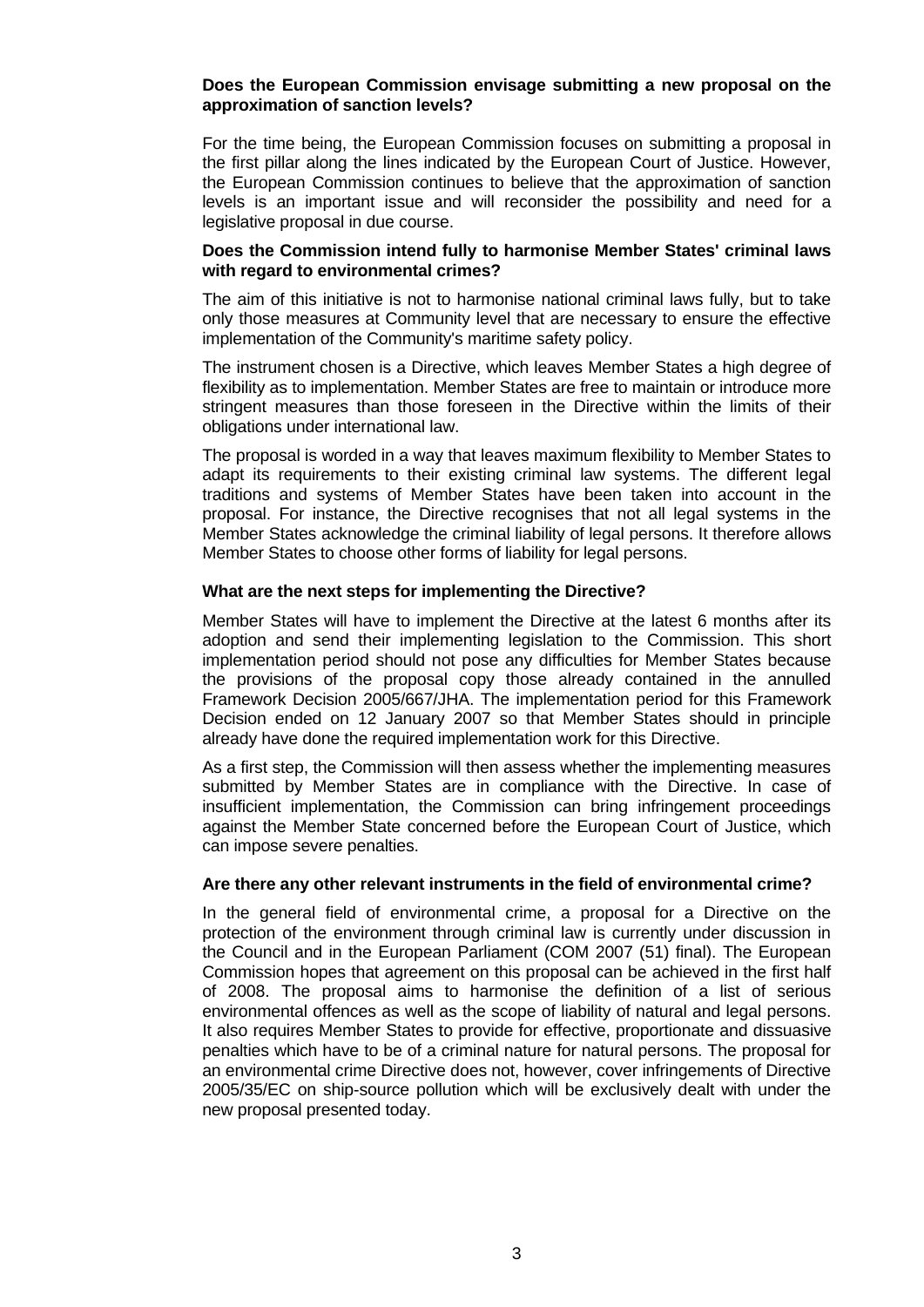**Does the European Commission envisage submitting a new proposal on the approximation of sanction levels?**

For the time being, the European Commission focuses on submitting a proposal in the first pillar along the lines indicated by the European Court of Justice. However, the European Commission continues to believe that the approximation of sanction levels is an important issue and will reconsider the possibility and need for a legislative proposal in due course.

**Does the Commission intend fully to harmonise Member States' criminal laws with regard to environmental crimes?**

The aim of this initiative is not to harmonise national criminal laws fully, but to take only those measures at Community level that are necessary to ensure the effective implementation of the Community's maritime safety policy.

The instrument chosen is a Directive, which leaves Member States a high degree of flexibility as to implementation. Member States are free to maintain or introduce more stringent measures than those foreseen in the Directive within the limits of their obligations under international law.

The proposal is worded in a way that leaves maximum flexibility to Member States to adapt its requirements to their existing criminal law systems. The different legal traditions and systems of Member States have been taken into account in the proposal. For instance, the Directive recognises that not all legal systems in the Member States acknowledge the criminal liability of legal persons. It therefore allows Member States to choose other forms of liability for legal persons.

**What are the next steps for implementing the Directive?**

Member States will have to implement the Directive at the latest 6 months after its adoption and send their implementing legislation to the Commission. This short implementation period should not pose any difficulties for Member States because the provisions of the proposal copy those already contained in the annulled Framework Decision 2005/667/JHA. The implementation period for this Framework Decision ended on 12 January 2007 so that Member States should in principle already have done the required implementation work for this Directive.

As a first step, the Commission will then assess whether the implementing measures submitted by Member States are in compliance with the Directive. In case of insufficient implementation, the Commission can bring infringement proceedings against the Member State concerned before the European Court of Justice, which can impose severe penalties.

**Are there any other relevant instruments in the field of environmental crime?**

In the general field of environmental crime, a proposal for a Directive on the protection of the environment through criminal law is currently under discussion in the Council and in the European Parliament (COM 2007 (51) final). The European Commission hopes that agreement on this proposal can be achieved in the first half of 2008. The proposal aims to harmonise the definition of a list of serious environmental offences as well as the scope of liability of natural and legal persons. It also requires Member States to provide for effective, proportionate and dissuasive penalties which have to be of a criminal nature for natural persons. The proposal for an environmental crime Directive does not, however, cover infringements of Directive 2005/35/EC on ship-source pollution which will be exclusively dealt with under the new proposal presented today.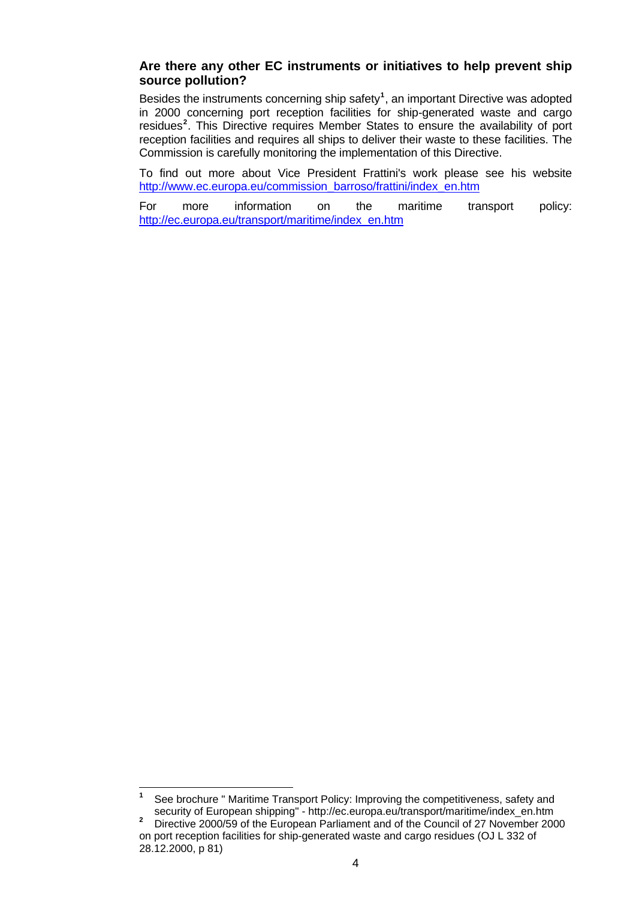### Are there any other EC instruments or initiatives to help prevent ship source pollution?

Besides the instruments concerning ship safety[1], an important Directive was adopted in 2000 concerning port reception facilities for ship-generated waste and cargo residues[2]. This Directive requires Member States to ensure the availability of port reception facilities and requires all ships to deliver their waste to these facilities. The Commission is carefully monitoring the implementation of this Directive.

To find out more about Vice President Frattini's work please see his website http://www.ec.europa.eu/commission_barroso/frattini/index_en.htm

For more information on the maritime transport policy: http://ec.europa.eu/transport/maritime/index_en.htm

---

[1] See brochure " Maritime Transport Policy: Improving the competitiveness, safety and security of European shipping" - http://ec.europa.eu/transport/maritime/index_en.htm

[2] Directive 2000/59 of the European Parliament and of the Council of 27 November 2000 on port reception facilities for ship-generated waste and cargo residues (OJ L 332 of 28.12.2000, p 81)